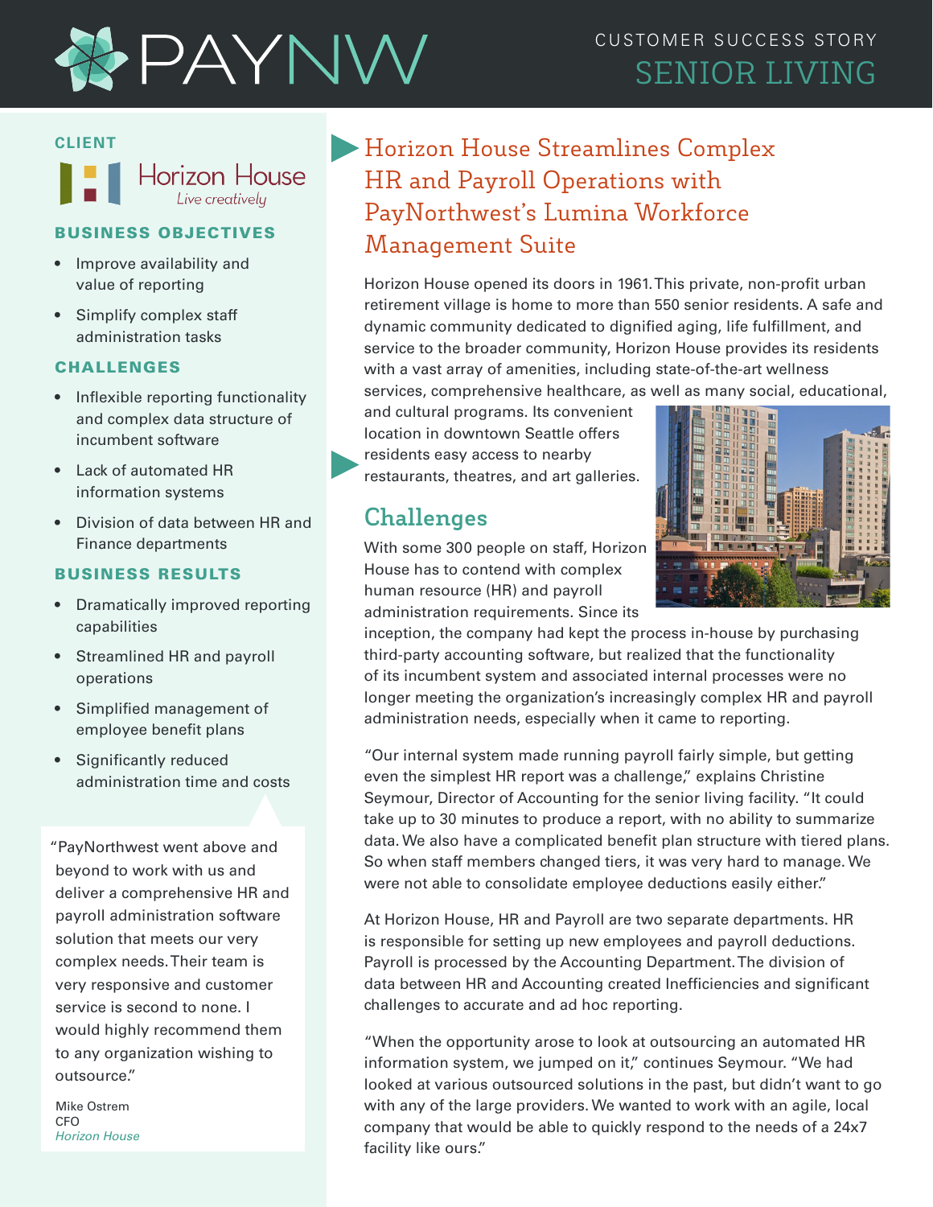# PAYNW

CUSTOMER SUCCESS STORY

SENIOR LIVING

**CLIENT**

Horizon House
*Live creatively*

**BUSINESS OBJECTIVES**

- Improve availability and value of reporting
- Simplify complex staff administration tasks

**CHALLENGES**

- Inflexible reporting functionality and complex data structure of incumbent software
- Lack of automated HR information systems
- Division of data between HR and Finance departments

**BUSINESS RESULTS**

- Dramatically improved reporting capabilities
- Streamlined HR and payroll operations
- Simplified management of employee benefit plans
- Significantly reduced administration time and costs

"PayNorthwest went above and beyond to work with us and deliver a comprehensive HR and payroll administration software solution that meets our very complex needs. Their team is very responsive and customer service is second to none. I would highly recommend them to any organization wishing to outsource."

Mike Ostrem
CFO
*Horizon House*

## Horizon House Streamlines Complex HR and Payroll Operations with PayNorthwest's Lumina Workforce Management Suite

Horizon House opened its doors in 1961. This private, non-profit urban retirement village is home to more than 550 senior residents. A safe and dynamic community dedicated to dignified aging, life fulfillment, and service to the broader community, Horizon House provides its residents with a vast array of amenities, including state-of-the-art wellness services, comprehensive healthcare, as well as many social, educational, and cultural programs. Its convenient location in downtown Seattle offers residents easy access to nearby restaurants, theatres, and art galleries.

## Challenges

With some 300 people on staff, Horizon House has to contend with complex human resource (HR) and payroll administration requirements. Since its inception, the company had kept the process in-house by purchasing third-party accounting software, but realized that the functionality of its incumbent system and associated internal processes were no longer meeting the organization's increasingly complex HR and payroll administration needs, especially when it came to reporting.

"Our internal system made running payroll fairly simple, but getting even the simplest HR report was a challenge," explains Christine Seymour, Director of Accounting for the senior living facility. "It could take up to 30 minutes to produce a report, with no ability to summarize data. We also have a complicated benefit plan structure with tiered plans. So when staff members changed tiers, it was very hard to manage. We were not able to consolidate employee deductions easily either."

At Horizon House, HR and Payroll are two separate departments. HR is responsible for setting up new employees and payroll deductions. Payroll is processed by the Accounting Department. The division of data between HR and Accounting created Inefficiencies and significant challenges to accurate and ad hoc reporting.

"When the opportunity arose to look at outsourcing an automated HR information system, we jumped on it," continues Seymour. "We had looked at various outsourced solutions in the past, but didn't want to go with any of the large providers. We wanted to work with an agile, local company that would be able to quickly respond to the needs of a 24x7 facility like ours."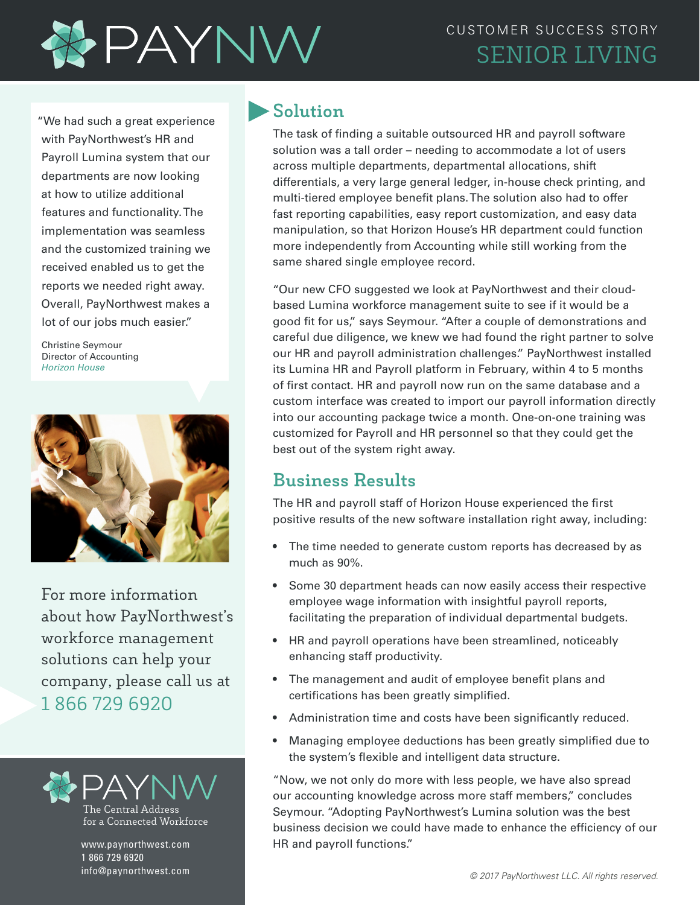# PAYNW

CUSTOMER SUCCESS STORY

SENIOR LIVING

"We had such a great experience with PayNorthwest's HR and Payroll Lumina system that our departments are now looking at how to utilize additional features and functionality. The implementation was seamless and the customized training we received enabled us to get the reports we needed right away. Overall, PayNorthwest makes a lot of our jobs much easier."

Christine Seymour
Director of Accounting
*Horizon House*

For more information about how PayNorthwest's workforce management solutions can help your company, please call us at 1 866 729 6920

PAYNW
The Central Address for a Connected Workforce

www.paynorthwest.com
1 866 729 6920
info@paynorthwest.com

## Solution

The task of finding a suitable outsourced HR and payroll software solution was a tall order – needing to accommodate a lot of users across multiple departments, departmental allocations, shift differentials, a very large general ledger, in-house check printing, and multi-tiered employee benefit plans. The solution also had to offer fast reporting capabilities, easy report customization, and easy data manipulation, so that Horizon House's HR department could function more independently from Accounting while still working from the same shared single employee record.

"Our new CFO suggested we look at PayNorthwest and their cloud-based Lumina workforce management suite to see if it would be a good fit for us," says Seymour. "After a couple of demonstrations and careful due diligence, we knew we had found the right partner to solve our HR and payroll administration challenges." PayNorthwest installed its Lumina HR and Payroll platform in February, within 4 to 5 months of first contact. HR and payroll now run on the same database and a custom interface was created to import our payroll information directly into our accounting package twice a month. One-on-one training was customized for Payroll and HR personnel so that they could get the best out of the system right away.

## Business Results

The HR and payroll staff of Horizon House experienced the first positive results of the new software installation right away, including:

- The time needed to generate custom reports has decreased by as much as 90%.
- Some 30 department heads can now easily access their respective employee wage information with insightful payroll reports, facilitating the preparation of individual departmental budgets.
- HR and payroll operations have been streamlined, noticeably enhancing staff productivity.
- The management and audit of employee benefit plans and certifications has been greatly simplified.
- Administration time and costs have been significantly reduced.
- Managing employee deductions has been greatly simplified due to the system's flexible and intelligent data structure.

"Now, we not only do more with less people, we have also spread our accounting knowledge across more staff members," concludes Seymour. "Adopting PayNorthwest's Lumina solution was the best business decision we could have made to enhance the efficiency of our HR and payroll functions."

*© 2017 PayNorthwest LLC. All rights reserved.*